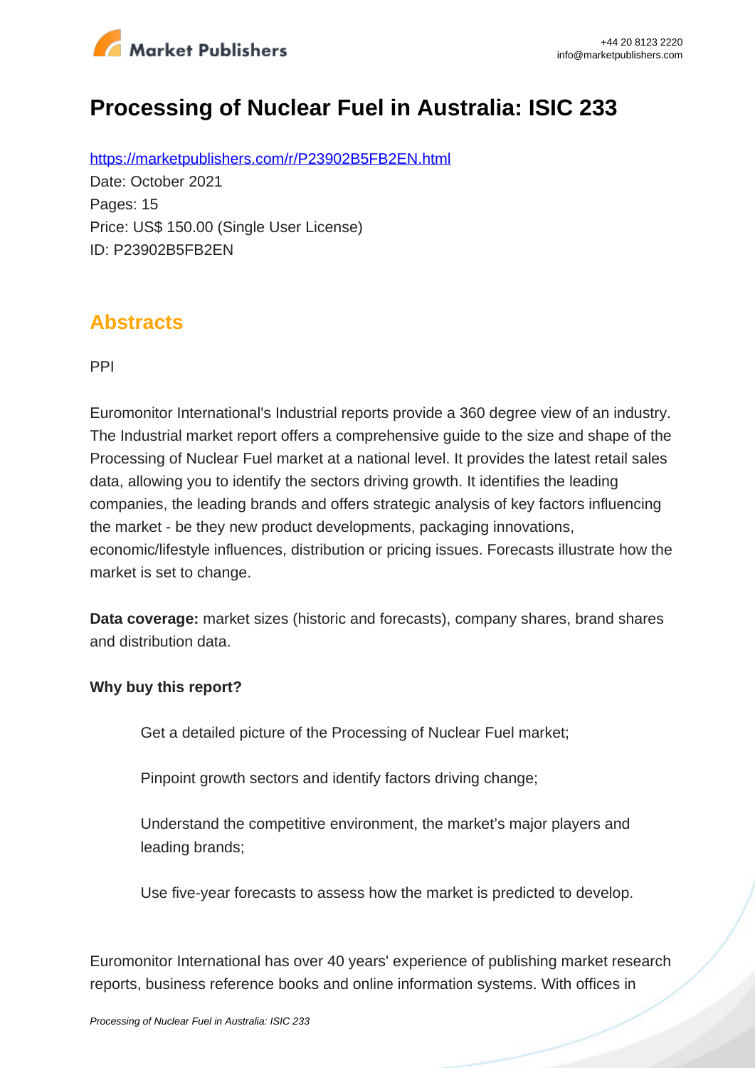# Processing of Nuclear Fuel in Australia: ISIC 233

https://marketpublishers.com/r/P23902B5FB2EN.html

Date: October 2021

Pages: 15

Price: US$ 150.00 (Single User License)

ID: P23902B5FB2EN

## Abstracts

PPI

Euromonitor International's Industrial reports provide a 360 degree view of an industry. The Industrial market report offers a comprehensive guide to the size and shape of the Processing of Nuclear Fuel market at a national level. It provides the latest retail sales data, allowing you to identify the sectors driving growth. It identifies the leading companies, the leading brands and offers strategic analysis of key factors influencing the market - be they new product developments, packaging innovations, economic/lifestyle influences, distribution or pricing issues. Forecasts illustrate how the market is set to change.

**Data coverage:** market sizes (historic and forecasts), company shares, brand shares and distribution data.

**Why buy this report?**

- Get a detailed picture of the Processing of Nuclear Fuel market;
- Pinpoint growth sectors and identify factors driving change;
- Understand the competitive environment, the market's major players and leading brands;
- Use five-year forecasts to assess how the market is predicted to develop.

Euromonitor International has over 40 years' experience of publishing market research reports, business reference books and online information systems. With offices in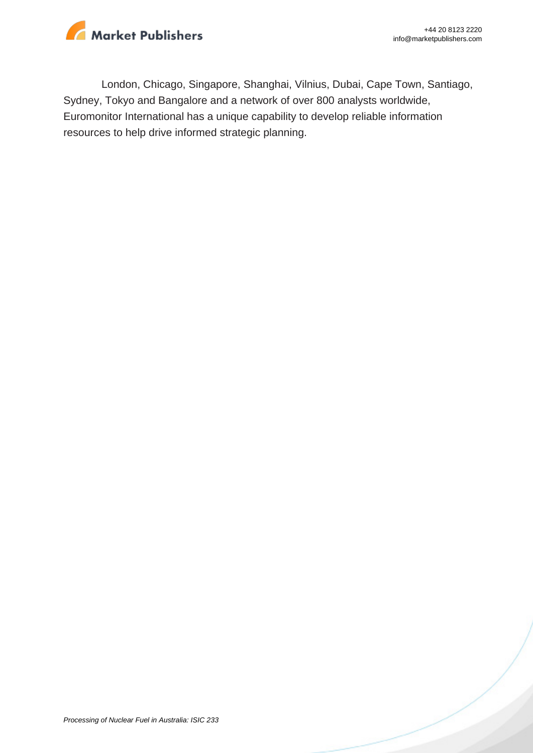London, Chicago, Singapore, Shanghai, Vilnius, Dubai, Cape Town, Santiago, Sydney, Tokyo and Bangalore and a network of over 800 analysts worldwide, Euromonitor International has a unique capability to develop reliable information resources to help drive informed strategic planning.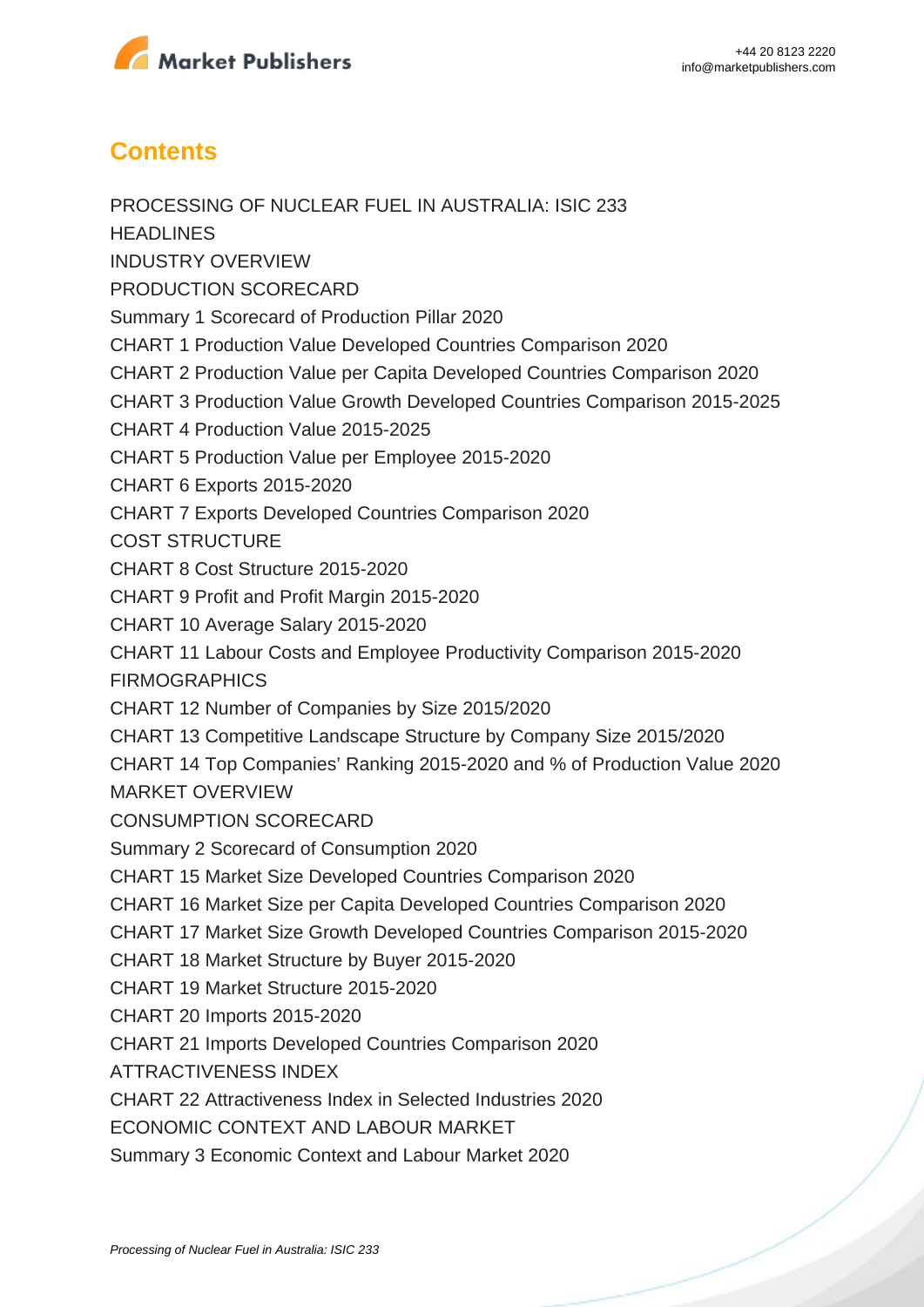## Contents

PROCESSING OF NUCLEAR FUEL IN AUSTRALIA: ISIC 233

HEADLINES

INDUSTRY OVERVIEW

PRODUCTION SCORECARD

Summary 1 Scorecard of Production Pillar 2020

CHART 1 Production Value Developed Countries Comparison 2020

CHART 2 Production Value per Capita Developed Countries Comparison 2020

CHART 3 Production Value Growth Developed Countries Comparison 2015-2025

CHART 4 Production Value 2015-2025

CHART 5 Production Value per Employee 2015-2020

CHART 6 Exports 2015-2020

CHART 7 Exports Developed Countries Comparison 2020

COST STRUCTURE

CHART 8 Cost Structure 2015-2020

CHART 9 Profit and Profit Margin 2015-2020

CHART 10 Average Salary 2015-2020

CHART 11 Labour Costs and Employee Productivity Comparison 2015-2020

FIRMOGRAPHICS

CHART 12 Number of Companies by Size 2015/2020

CHART 13 Competitive Landscape Structure by Company Size 2015/2020

CHART 14 Top Companies' Ranking 2015-2020 and % of Production Value 2020

MARKET OVERVIEW

CONSUMPTION SCORECARD

Summary 2 Scorecard of Consumption 2020

CHART 15 Market Size Developed Countries Comparison 2020

CHART 16 Market Size per Capita Developed Countries Comparison 2020

CHART 17 Market Size Growth Developed Countries Comparison 2015-2020

CHART 18 Market Structure by Buyer 2015-2020

CHART 19 Market Structure 2015-2020

CHART 20 Imports 2015-2020

CHART 21 Imports Developed Countries Comparison 2020

ATTRACTIVENESS INDEX

CHART 22 Attractiveness Index in Selected Industries 2020

ECONOMIC CONTEXT AND LABOUR MARKET

Summary 3 Economic Context and Labour Market 2020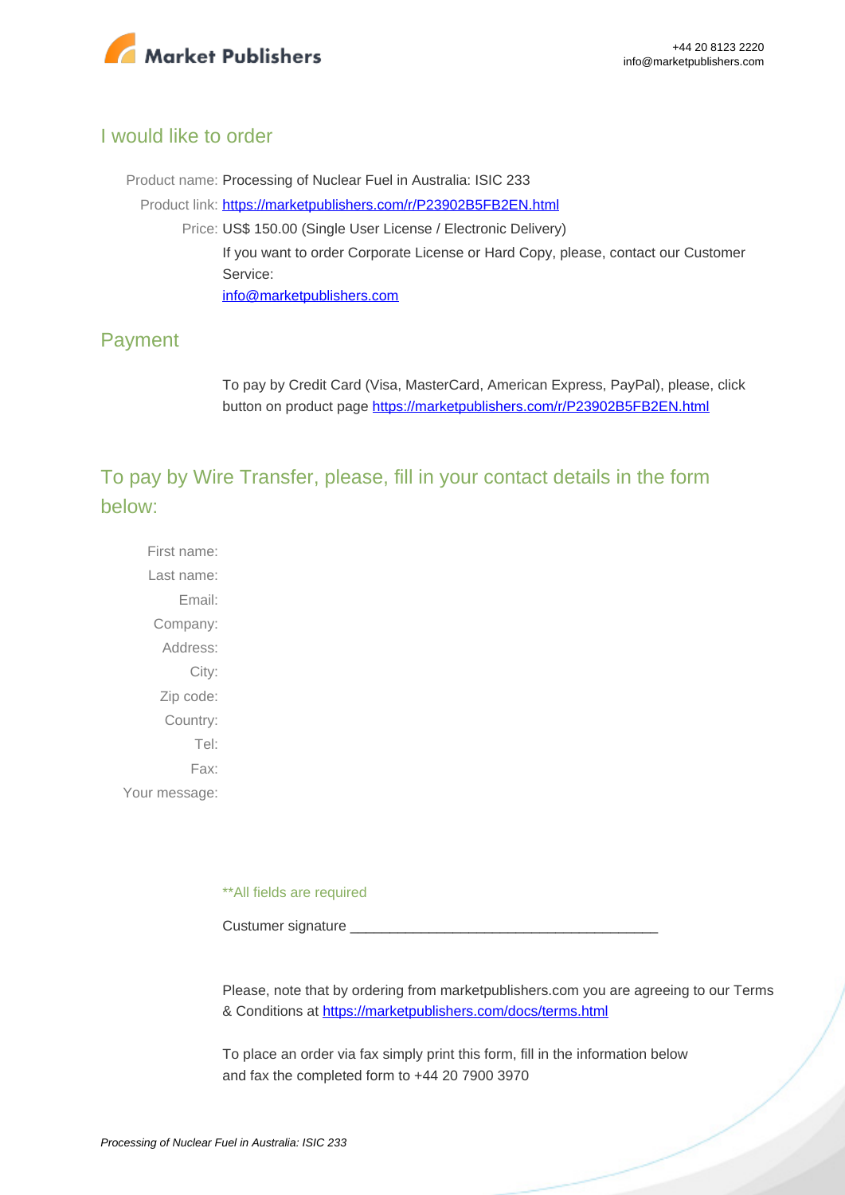## I would like to order

Product name: Processing of Nuclear Fuel in Australia: ISIC 233

Product link: https://marketpublishers.com/r/P23902B5FB2EN.html

Price: US$ 150.00 (Single User License / Electronic Delivery)

If you want to order Corporate License or Hard Copy, please, contact our Customer Service:

info@marketpublishers.com

## Payment

To pay by Credit Card (Visa, MasterCard, American Express, PayPal), please, click button on product page https://marketpublishers.com/r/P23902B5FB2EN.html

## To pay by Wire Transfer, please, fill in your contact details in the form below:

First name:

Last name:

Email:

Company:

Address:

City:

Zip code:

Country:

Tel:

Fax:

Your message:

**All fields are required

Custumer signature _______________________________________

Please, note that by ordering from marketpublishers.com you are agreeing to our Terms & Conditions at https://marketpublishers.com/docs/terms.html

To place an order via fax simply print this form, fill in the information below and fax the completed form to +44 20 7900 3970